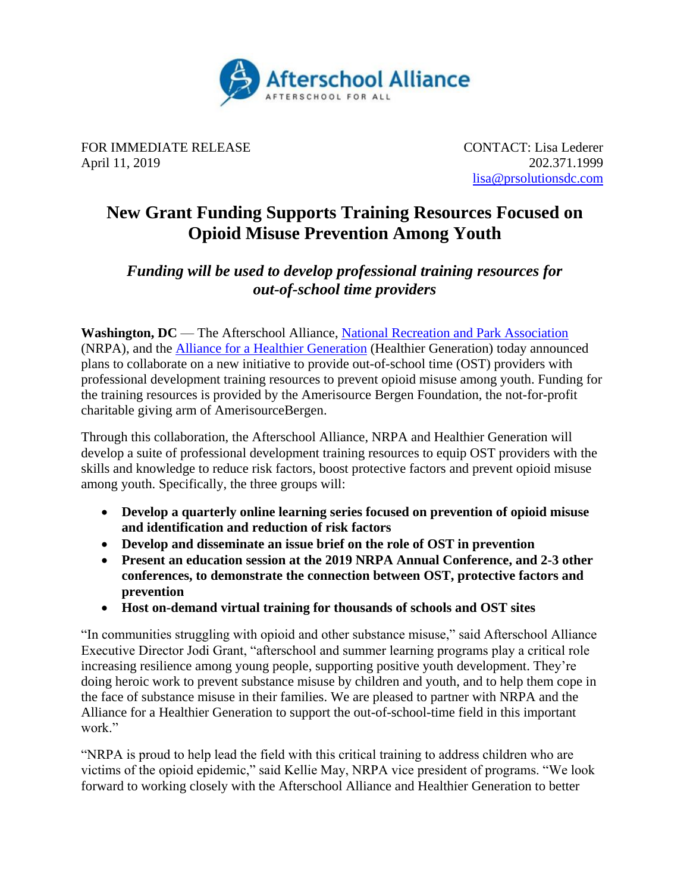FOR IMMEDIATE RELEASE
April 11, 2019

CONTACT: Lisa Lederer
202.371.1999
lisa@prsolutionsdc.com

# New Grant Funding Supports Training Resources Focused on Opioid Misuse Prevention Among Youth

### *Funding will be used to develop professional training resources for out-of-school time providers*

**Washington, DC** — The Afterschool Alliance, National Recreation and Park Association (NRPA), and the Alliance for a Healthier Generation (Healthier Generation) today announced plans to collaborate on a new initiative to provide out-of-school time (OST) providers with professional development training resources to prevent opioid misuse among youth. Funding for the training resources is provided by the Amerisource Bergen Foundation, the not-for-profit charitable giving arm of AmerisourceBergen.

Through this collaboration, the Afterschool Alliance, NRPA and Healthier Generation will develop a suite of professional development training resources to equip OST providers with the skills and knowledge to reduce risk factors, boost protective factors and prevent opioid misuse among youth. Specifically, the three groups will:

- **Develop a quarterly online learning series focused on prevention of opioid misuse and identification and reduction of risk factors**
- **Develop and disseminate an issue brief on the role of OST in prevention**
- **Present an education session at the 2019 NRPA Annual Conference, and 2-3 other conferences, to demonstrate the connection between OST, protective factors and prevention**
- **Host on-demand virtual training for thousands of schools and OST sites**

"In communities struggling with opioid and other substance misuse," said Afterschool Alliance Executive Director Jodi Grant, "afterschool and summer learning programs play a critical role increasing resilience among young people, supporting positive youth development. They're doing heroic work to prevent substance misuse by children and youth, and to help them cope in the face of substance misuse in their families. We are pleased to partner with NRPA and the Alliance for a Healthier Generation to support the out-of-school-time field in this important work."

"NRPA is proud to help lead the field with this critical training to address children who are victims of the opioid epidemic," said Kellie May, NRPA vice president of programs. "We look forward to working closely with the Afterschool Alliance and Healthier Generation to better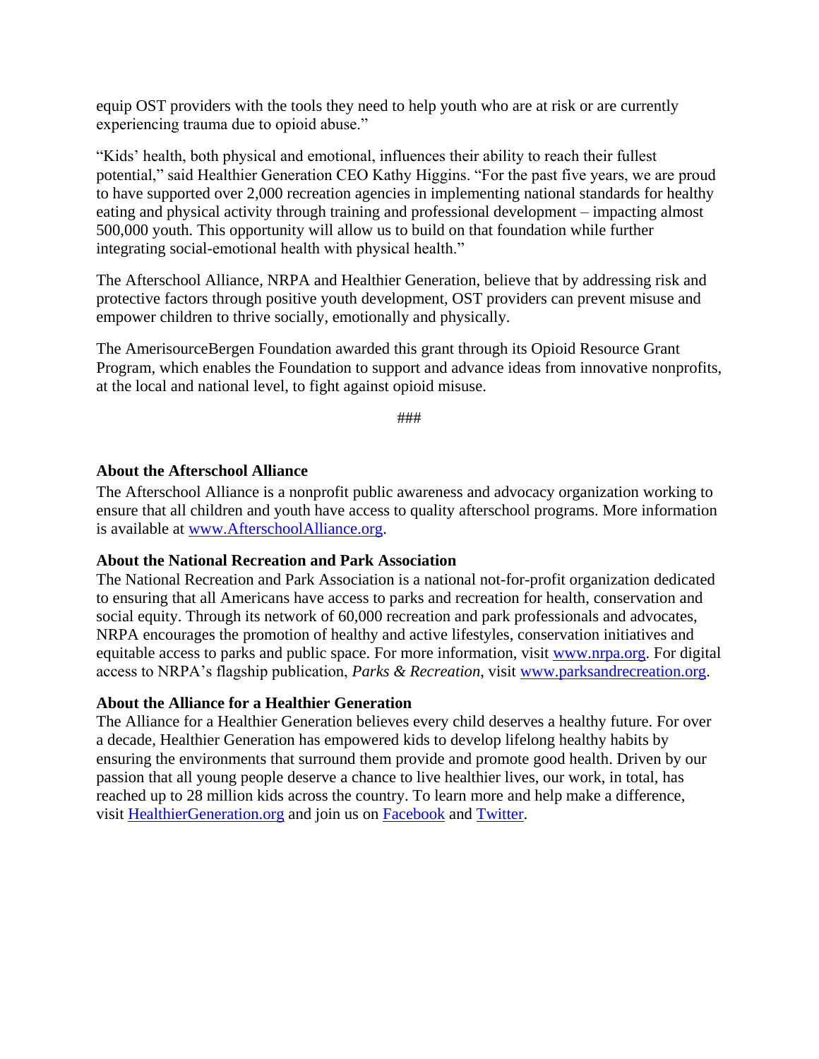equip OST providers with the tools they need to help youth who are at risk or are currently experiencing trauma due to opioid abuse."

"Kids' health, both physical and emotional, influences their ability to reach their fullest potential," said Healthier Generation CEO Kathy Higgins. "For the past five years, we are proud to have supported over 2,000 recreation agencies in implementing national standards for healthy eating and physical activity through training and professional development – impacting almost 500,000 youth. This opportunity will allow us to build on that foundation while further integrating social-emotional health with physical health."

The Afterschool Alliance, NRPA and Healthier Generation, believe that by addressing risk and protective factors through positive youth development, OST providers can prevent misuse and empower children to thrive socially, emotionally and physically.

The AmerisourceBergen Foundation awarded this grant through its Opioid Resource Grant Program, which enables the Foundation to support and advance ideas from innovative nonprofits, at the local and national level, to fight against opioid misuse.

###

**About the Afterschool Alliance**
The Afterschool Alliance is a nonprofit public awareness and advocacy organization working to ensure that all children and youth have access to quality afterschool programs. More information is available at [www.AfterschoolAlliance.org](http://www.AfterschoolAlliance.org).

**About the National Recreation and Park Association**
The National Recreation and Park Association is a national not-for-profit organization dedicated to ensuring that all Americans have access to parks and recreation for health, conservation and social equity. Through its network of 60,000 recreation and park professionals and advocates, NRPA encourages the promotion of healthy and active lifestyles, conservation initiatives and equitable access to parks and public space. For more information, visit [www.nrpa.org](http://www.nrpa.org). For digital access to NRPA's flagship publication, *Parks & Recreation*, visit [www.parksandrecreation.org](http://www.parksandrecreation.org).

**About the Alliance for a Healthier Generation**
The Alliance for a Healthier Generation believes every child deserves a healthy future. For over a decade, Healthier Generation has empowered kids to develop lifelong healthy habits by ensuring the environments that surround them provide and promote good health. Driven by our passion that all young people deserve a chance to live healthier lives, our work, in total, has reached up to 28 million kids across the country. To learn more and help make a difference, visit HealthierGeneration.org and join us on Facebook and Twitter.